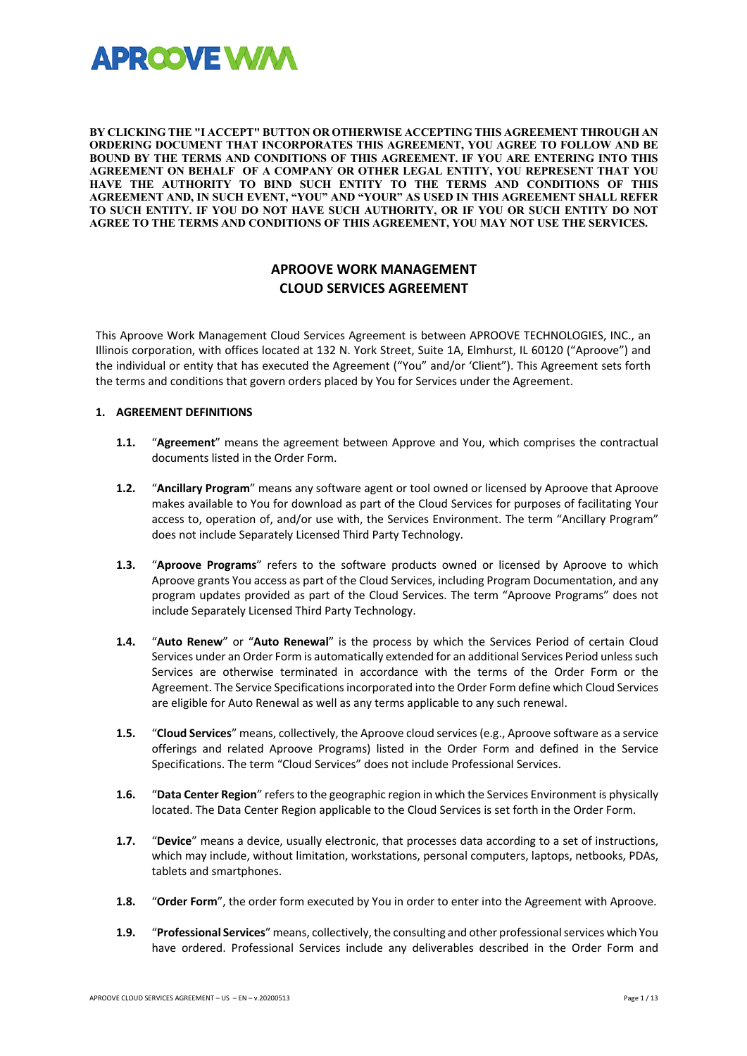**BY CLICKING THE "I ACCEPT" BUTTON OR OTHERWISE ACCEPTING THIS AGREEMENT THROUGH AN ORDERING DOCUMENT THAT INCORPORATES THIS AGREEMENT, YOU AGREE TO FOLLOW AND BE BOUND BY THE TERMS AND CONDITIONS OF THIS AGREEMENT. IF YOU ARE ENTERING INTO THIS AGREEMENT ON BEHALF OF A COMPANY OR OTHER LEGAL ENTITY, YOU REPRESENT THAT YOU HAVE THE AUTHORITY TO BIND SUCH ENTITY TO THE TERMS AND CONDITIONS OF THIS AGREEMENT AND, IN SUCH EVENT, "YOU" AND "YOUR" AS USED IN THIS AGREEMENT SHALL REFER TO SUCH ENTITY. IF YOU DO NOT HAVE SUCH AUTHORITY, OR IF YOU OR SUCH ENTITY DO NOT AGREE TO THE TERMS AND CONDITIONS OF THIS AGREEMENT, YOU MAY NOT USE THE SERVICES.**

# APROOVE WORK MANAGEMENT CLOUD SERVICES AGREEMENT

This Aproove Work Management Cloud Services Agreement is between APROOVE TECHNOLOGIES, INC., an Illinois corporation, with offices located at 132 N. York Street, Suite 1A, Elmhurst, IL 60120 ("Aproove") and the individual or entity that has executed the Agreement ("You" and/or 'Client"). This Agreement sets forth the terms and conditions that govern orders placed by You for Services under the Agreement.

## 1. AGREEMENT DEFINITIONS

**1.1.** "**Agreement**" means the agreement between Approve and You, which comprises the contractual documents listed in the Order Form.

**1.2.** "**Ancillary Program**" means any software agent or tool owned or licensed by Aproove that Aproove makes available to You for download as part of the Cloud Services for purposes of facilitating Your access to, operation of, and/or use with, the Services Environment. The term "Ancillary Program" does not include Separately Licensed Third Party Technology.

**1.3.** "**Aproove Programs**" refers to the software products owned or licensed by Aproove to which Aproove grants You access as part of the Cloud Services, including Program Documentation, and any program updates provided as part of the Cloud Services. The term "Aproove Programs" does not include Separately Licensed Third Party Technology.

**1.4.** "**Auto Renew**" or "**Auto Renewal**" is the process by which the Services Period of certain Cloud Services under an Order Form is automatically extended for an additional Services Period unless such Services are otherwise terminated in accordance with the terms of the Order Form or the Agreement. The Service Specifications incorporated into the Order Form define which Cloud Services are eligible for Auto Renewal as well as any terms applicable to any such renewal.

**1.5.** "**Cloud Services**" means, collectively, the Aproove cloud services (e.g., Aproove software as a service offerings and related Aproove Programs) listed in the Order Form and defined in the Service Specifications. The term "Cloud Services" does not include Professional Services.

**1.6.** "**Data Center Region**" refers to the geographic region in which the Services Environment is physically located. The Data Center Region applicable to the Cloud Services is set forth in the Order Form.

**1.7.** "**Device**" means a device, usually electronic, that processes data according to a set of instructions, which may include, without limitation, workstations, personal computers, laptops, netbooks, PDAs, tablets and smartphones.

**1.8.** "**Order Form**", the order form executed by You in order to enter into the Agreement with Aproove.

**1.9.** "**Professional Services**" means, collectively, the consulting and other professional services which You have ordered. Professional Services include any deliverables described in the Order Form and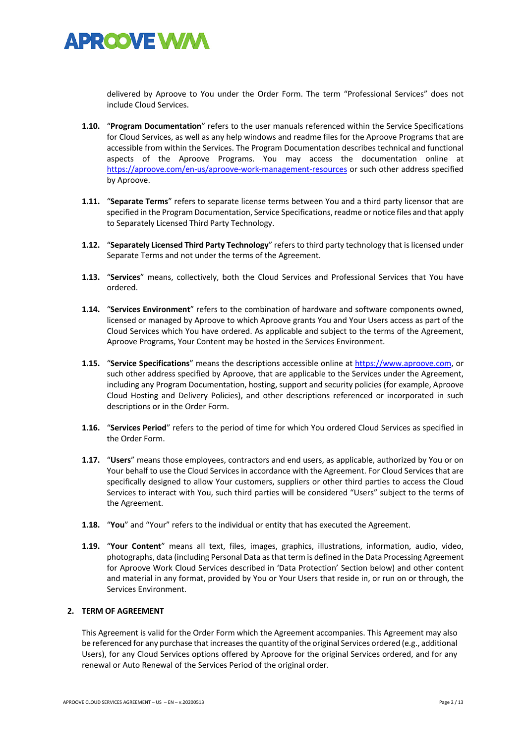delivered by Aproove to You under the Order Form. The term "Professional Services" does not include Cloud Services.

**1.10.** "**Program Documentation**" refers to the user manuals referenced within the Service Specifications for Cloud Services, as well as any help windows and readme files for the Aproove Programs that are accessible from within the Services. The Program Documentation describes technical and functional aspects of the Aproove Programs. You may access the documentation online at https://aproove.com/en-us/aproove-work-management-resources or such other address specified by Aproove.

**1.11.** "**Separate Terms**" refers to separate license terms between You and a third party licensor that are specified in the Program Documentation, Service Specifications, readme or notice files and that apply to Separately Licensed Third Party Technology.

**1.12.** "**Separately Licensed Third Party Technology**" refers to third party technology that is licensed under Separate Terms and not under the terms of the Agreement.

**1.13.** "**Services**" means, collectively, both the Cloud Services and Professional Services that You have ordered.

**1.14.** "**Services Environment**" refers to the combination of hardware and software components owned, licensed or managed by Aproove to which Aproove grants You and Your Users access as part of the Cloud Services which You have ordered. As applicable and subject to the terms of the Agreement, Aproove Programs, Your Content may be hosted in the Services Environment.

**1.15.** "**Service Specifications**" means the descriptions accessible online at https://www.aproove.com, or such other address specified by Aproove, that are applicable to the Services under the Agreement, including any Program Documentation, hosting, support and security policies (for example, Aproove Cloud Hosting and Delivery Policies), and other descriptions referenced or incorporated in such descriptions or in the Order Form.

**1.16.** "**Services Period**" refers to the period of time for which You ordered Cloud Services as specified in the Order Form.

**1.17.** "**Users**" means those employees, contractors and end users, as applicable, authorized by You or on Your behalf to use the Cloud Services in accordance with the Agreement. For Cloud Services that are specifically designed to allow Your customers, suppliers or other third parties to access the Cloud Services to interact with You, such third parties will be considered "Users" subject to the terms of the Agreement.

**1.18.** "**You**" and "Your" refers to the individual or entity that has executed the Agreement.

**1.19.** "**Your Content**" means all text, files, images, graphics, illustrations, information, audio, video, photographs, data (including Personal Data as that term is defined in the Data Processing Agreement for Aproove Work Cloud Services described in 'Data Protection' Section below) and other content and material in any format, provided by You or Your Users that reside in, or run on or through, the Services Environment.

## 2. TERM OF AGREEMENT

This Agreement is valid for the Order Form which the Agreement accompanies. This Agreement may also be referenced for any purchase that increases the quantity of the original Services ordered (e.g., additional Users), for any Cloud Services options offered by Aproove for the original Services ordered, and for any renewal or Auto Renewal of the Services Period of the original order.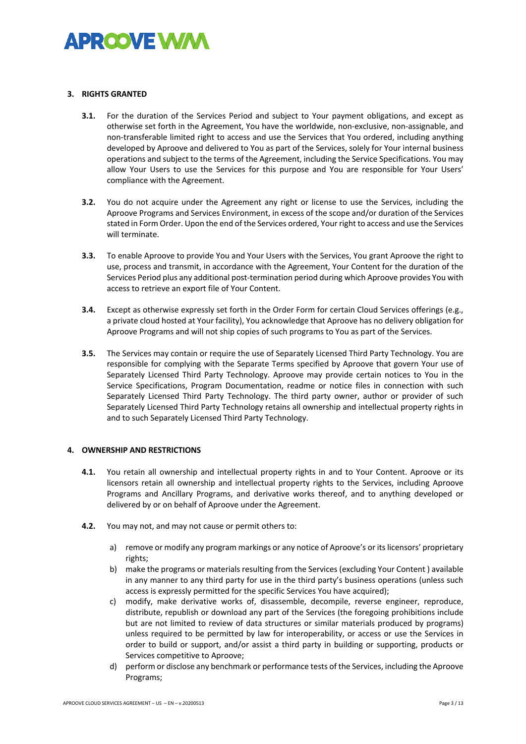## 3. RIGHTS GRANTED

**3.1.** For the duration of the Services Period and subject to Your payment obligations, and except as otherwise set forth in the Agreement, You have the worldwide, non-exclusive, non-assignable, and non-transferable limited right to access and use the Services that You ordered, including anything developed by Aproove and delivered to You as part of the Services, solely for Your internal business operations and subject to the terms of the Agreement, including the Service Specifications. You may allow Your Users to use the Services for this purpose and You are responsible for Your Users' compliance with the Agreement.

**3.2.** You do not acquire under the Agreement any right or license to use the Services, including the Aproove Programs and Services Environment, in excess of the scope and/or duration of the Services stated in Form Order. Upon the end of the Services ordered, Your right to access and use the Services will terminate.

**3.3.** To enable Aproove to provide You and Your Users with the Services, You grant Aproove the right to use, process and transmit, in accordance with the Agreement, Your Content for the duration of the Services Period plus any additional post-termination period during which Aproove provides You with access to retrieve an export file of Your Content.

**3.4.** Except as otherwise expressly set forth in the Order Form for certain Cloud Services offerings (e.g., a private cloud hosted at Your facility), You acknowledge that Aproove has no delivery obligation for Aproove Programs and will not ship copies of such programs to You as part of the Services.

**3.5.** The Services may contain or require the use of Separately Licensed Third Party Technology. You are responsible for complying with the Separate Terms specified by Aproove that govern Your use of Separately Licensed Third Party Technology. Aproove may provide certain notices to You in the Service Specifications, Program Documentation, readme or notice files in connection with such Separately Licensed Third Party Technology. The third party owner, author or provider of such Separately Licensed Third Party Technology retains all ownership and intellectual property rights in and to such Separately Licensed Third Party Technology.

## 4. OWNERSHIP AND RESTRICTIONS

**4.1.** You retain all ownership and intellectual property rights in and to Your Content. Aproove or its licensors retain all ownership and intellectual property rights to the Services, including Aproove Programs and Ancillary Programs, and derivative works thereof, and to anything developed or delivered by or on behalf of Aproove under the Agreement.

**4.2.** You may not, and may not cause or permit others to:

a) remove or modify any program markings or any notice of Aproove's or its licensors' proprietary rights;

b) make the programs or materials resulting from the Services (excluding Your Content ) available in any manner to any third party for use in the third party's business operations (unless such access is expressly permitted for the specific Services You have acquired);

c) modify, make derivative works of, disassemble, decompile, reverse engineer, reproduce, distribute, republish or download any part of the Services (the foregoing prohibitions include but are not limited to review of data structures or similar materials produced by programs) unless required to be permitted by law for interoperability, or access or use the Services in order to build or support, and/or assist a third party in building or supporting, products or Services competitive to Aproove;

d) perform or disclose any benchmark or performance tests of the Services, including the Aproove Programs;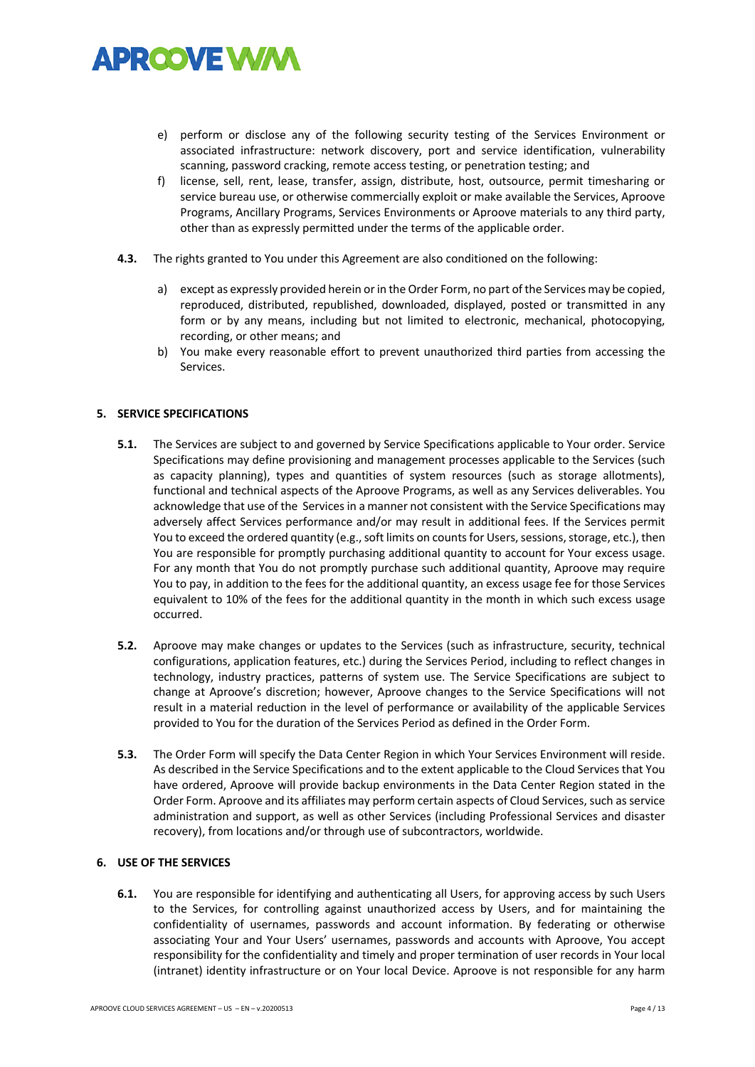e) perform or disclose any of the following security testing of the Services Environment or associated infrastructure: network discovery, port and service identification, vulnerability scanning, password cracking, remote access testing, or penetration testing; and

f) license, sell, rent, lease, transfer, assign, distribute, host, outsource, permit timesharing or service bureau use, or otherwise commercially exploit or make available the Services, Aproove Programs, Ancillary Programs, Services Environments or Aproove materials to any third party, other than as expressly permitted under the terms of the applicable order.

**4.3.** The rights granted to You under this Agreement are also conditioned on the following:

a) except as expressly provided herein or in the Order Form, no part of the Services may be copied, reproduced, distributed, republished, downloaded, displayed, posted or transmitted in any form or by any means, including but not limited to electronic, mechanical, photocopying, recording, or other means; and

b) You make every reasonable effort to prevent unauthorized third parties from accessing the Services.

## 5. SERVICE SPECIFICATIONS

**5.1.** The Services are subject to and governed by Service Specifications applicable to Your order. Service Specifications may define provisioning and management processes applicable to the Services (such as capacity planning), types and quantities of system resources (such as storage allotments), functional and technical aspects of the Aproove Programs, as well as any Services deliverables. You acknowledge that use of the Services in a manner not consistent with the Service Specifications may adversely affect Services performance and/or may result in additional fees. If the Services permit You to exceed the ordered quantity (e.g., soft limits on counts for Users, sessions, storage, etc.), then You are responsible for promptly purchasing additional quantity to account for Your excess usage. For any month that You do not promptly purchase such additional quantity, Aproove may require You to pay, in addition to the fees for the additional quantity, an excess usage fee for those Services equivalent to 10% of the fees for the additional quantity in the month in which such excess usage occurred.

**5.2.** Aproove may make changes or updates to the Services (such as infrastructure, security, technical configurations, application features, etc.) during the Services Period, including to reflect changes in technology, industry practices, patterns of system use. The Service Specifications are subject to change at Aproove's discretion; however, Aproove changes to the Service Specifications will not result in a material reduction in the level of performance or availability of the applicable Services provided to You for the duration of the Services Period as defined in the Order Form.

**5.3.** The Order Form will specify the Data Center Region in which Your Services Environment will reside. As described in the Service Specifications and to the extent applicable to the Cloud Services that You have ordered, Aproove will provide backup environments in the Data Center Region stated in the Order Form. Aproove and its affiliates may perform certain aspects of Cloud Services, such as service administration and support, as well as other Services (including Professional Services and disaster recovery), from locations and/or through use of subcontractors, worldwide.

## 6. USE OF THE SERVICES

**6.1.** You are responsible for identifying and authenticating all Users, for approving access by such Users to the Services, for controlling against unauthorized access by Users, and for maintaining the confidentiality of usernames, passwords and account information. By federating or otherwise associating Your and Your Users' usernames, passwords and accounts with Aproove, You accept responsibility for the confidentiality and timely and proper termination of user records in Your local (intranet) identity infrastructure or on Your local Device. Aproove is not responsible for any harm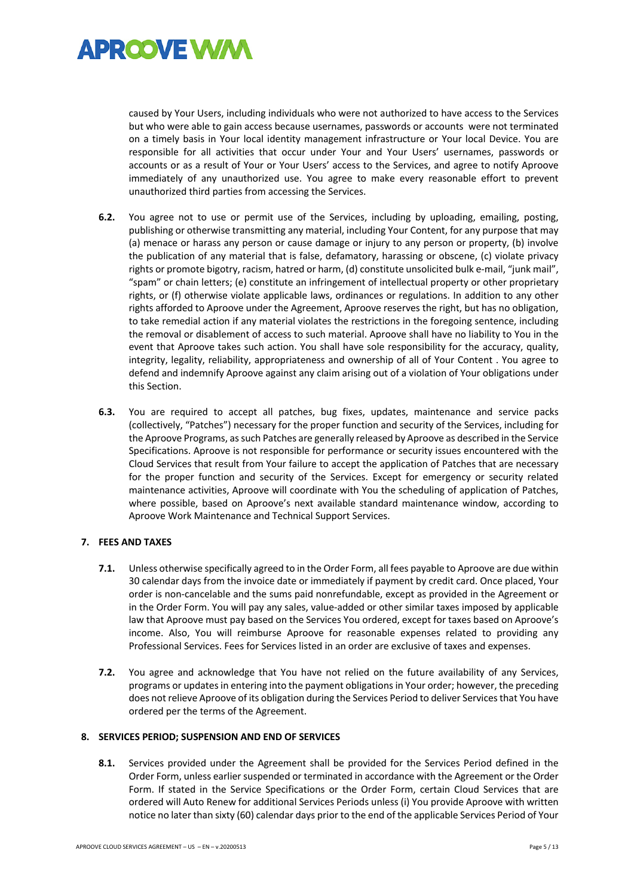caused by Your Users, including individuals who were not authorized to have access to the Services but who were able to gain access because usernames, passwords or accounts were not terminated on a timely basis in Your local identity management infrastructure or Your local Device. You are responsible for all activities that occur under Your and Your Users' usernames, passwords or accounts or as a result of Your or Your Users' access to the Services, and agree to notify Aproove immediately of any unauthorized use. You agree to make every reasonable effort to prevent unauthorized third parties from accessing the Services.

**6.2.** You agree not to use or permit use of the Services, including by uploading, emailing, posting, publishing or otherwise transmitting any material, including Your Content, for any purpose that may (a) menace or harass any person or cause damage or injury to any person or property, (b) involve the publication of any material that is false, defamatory, harassing or obscene, (c) violate privacy rights or promote bigotry, racism, hatred or harm, (d) constitute unsolicited bulk e-mail, "junk mail", "spam" or chain letters; (e) constitute an infringement of intellectual property or other proprietary rights, or (f) otherwise violate applicable laws, ordinances or regulations. In addition to any other rights afforded to Aproove under the Agreement, Aproove reserves the right, but has no obligation, to take remedial action if any material violates the restrictions in the foregoing sentence, including the removal or disablement of access to such material. Aproove shall have no liability to You in the event that Aproove takes such action. You shall have sole responsibility for the accuracy, quality, integrity, legality, reliability, appropriateness and ownership of all of Your Content . You agree to defend and indemnify Aproove against any claim arising out of a violation of Your obligations under this Section.

**6.3.** You are required to accept all patches, bug fixes, updates, maintenance and service packs (collectively, "Patches") necessary for the proper function and security of the Services, including for the Aproove Programs, as such Patches are generally released by Aproove as described in the Service Specifications. Aproove is not responsible for performance or security issues encountered with the Cloud Services that result from Your failure to accept the application of Patches that are necessary for the proper function and security of the Services. Except for emergency or security related maintenance activities, Aproove will coordinate with You the scheduling of application of Patches, where possible, based on Aproove's next available standard maintenance window, according to Aproove Work Maintenance and Technical Support Services.

## 7. FEES AND TAXES

**7.1.** Unless otherwise specifically agreed to in the Order Form, all fees payable to Aproove are due within 30 calendar days from the invoice date or immediately if payment by credit card. Once placed, Your order is non-cancelable and the sums paid nonrefundable, except as provided in the Agreement or in the Order Form. You will pay any sales, value-added or other similar taxes imposed by applicable law that Aproove must pay based on the Services You ordered, except for taxes based on Aproove's income. Also, You will reimburse Aproove for reasonable expenses related to providing any Professional Services. Fees for Services listed in an order are exclusive of taxes and expenses.

**7.2.** You agree and acknowledge that You have not relied on the future availability of any Services, programs or updates in entering into the payment obligations in Your order; however, the preceding does not relieve Aproove of its obligation during the Services Period to deliver Services that You have ordered per the terms of the Agreement.

## 8. SERVICES PERIOD; SUSPENSION AND END OF SERVICES

**8.1.** Services provided under the Agreement shall be provided for the Services Period defined in the Order Form, unless earlier suspended or terminated in accordance with the Agreement or the Order Form. If stated in the Service Specifications or the Order Form, certain Cloud Services that are ordered will Auto Renew for additional Services Periods unless (i) You provide Aproove with written notice no later than sixty (60) calendar days prior to the end of the applicable Services Period of Your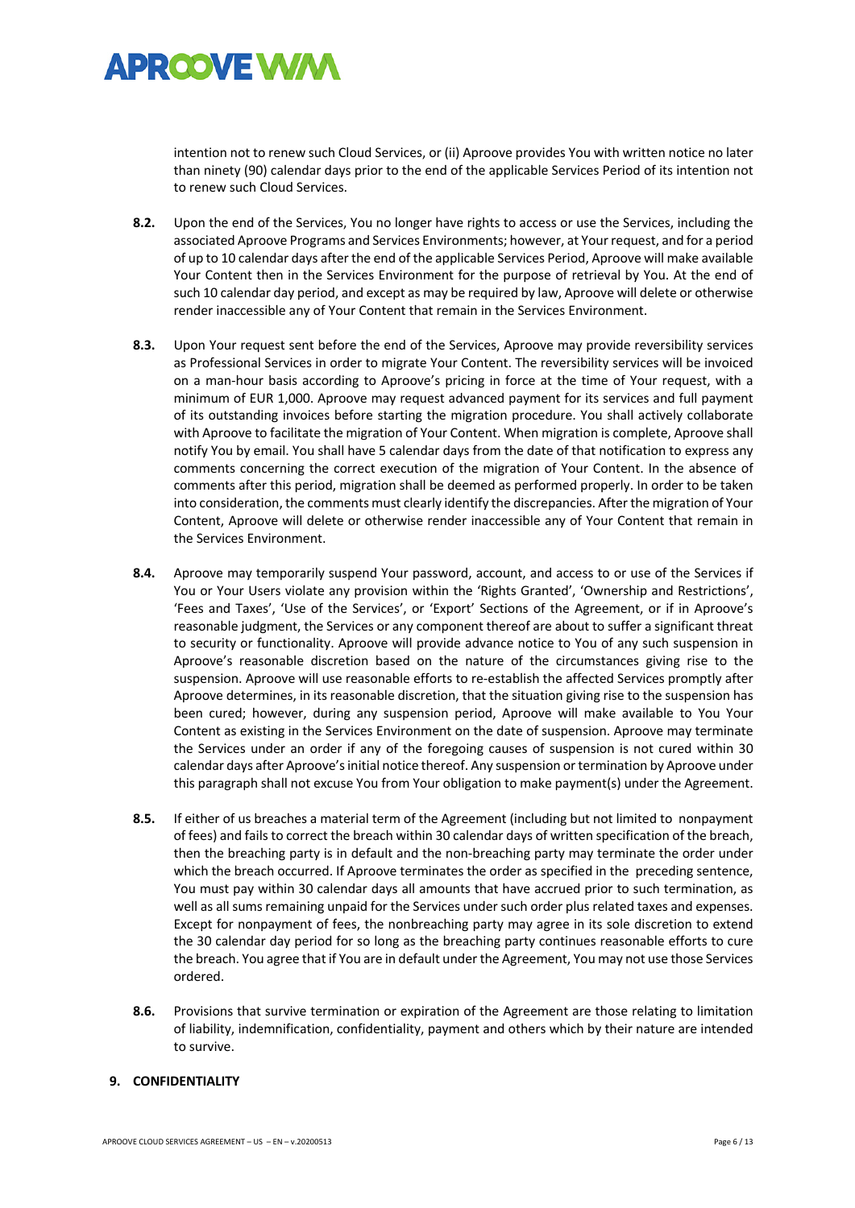intention not to renew such Cloud Services, or (ii) Aproove provides You with written notice no later than ninety (90) calendar days prior to the end of the applicable Services Period of its intention not to renew such Cloud Services.

**8.2.** Upon the end of the Services, You no longer have rights to access or use the Services, including the associated Aproove Programs and Services Environments; however, at Your request, and for a period of up to 10 calendar days after the end of the applicable Services Period, Aproove will make available Your Content then in the Services Environment for the purpose of retrieval by You. At the end of such 10 calendar day period, and except as may be required by law, Aproove will delete or otherwise render inaccessible any of Your Content that remain in the Services Environment.

**8.3.** Upon Your request sent before the end of the Services, Aproove may provide reversibility services as Professional Services in order to migrate Your Content. The reversibility services will be invoiced on a man-hour basis according to Aproove's pricing in force at the time of Your request, with a minimum of EUR 1,000. Aproove may request advanced payment for its services and full payment of its outstanding invoices before starting the migration procedure. You shall actively collaborate with Aproove to facilitate the migration of Your Content. When migration is complete, Aproove shall notify You by email. You shall have 5 calendar days from the date of that notification to express any comments concerning the correct execution of the migration of Your Content. In the absence of comments after this period, migration shall be deemed as performed properly. In order to be taken into consideration, the comments must clearly identify the discrepancies. After the migration of Your Content, Aproove will delete or otherwise render inaccessible any of Your Content that remain in the Services Environment.

**8.4.** Aproove may temporarily suspend Your password, account, and access to or use of the Services if You or Your Users violate any provision within the 'Rights Granted', 'Ownership and Restrictions', 'Fees and Taxes', 'Use of the Services', or 'Export' Sections of the Agreement, or if in Aproove's reasonable judgment, the Services or any component thereof are about to suffer a significant threat to security or functionality. Aproove will provide advance notice to You of any such suspension in Aproove's reasonable discretion based on the nature of the circumstances giving rise to the suspension. Aproove will use reasonable efforts to re-establish the affected Services promptly after Aproove determines, in its reasonable discretion, that the situation giving rise to the suspension has been cured; however, during any suspension period, Aproove will make available to You Your Content as existing in the Services Environment on the date of suspension. Aproove may terminate the Services under an order if any of the foregoing causes of suspension is not cured within 30 calendar days after Aproove's initial notice thereof. Any suspension or termination by Aproove under this paragraph shall not excuse You from Your obligation to make payment(s) under the Agreement.

**8.5.** If either of us breaches a material term of the Agreement (including but not limited to nonpayment of fees) and fails to correct the breach within 30 calendar days of written specification of the breach, then the breaching party is in default and the non-breaching party may terminate the order under which the breach occurred. If Aproove terminates the order as specified in the preceding sentence, You must pay within 30 calendar days all amounts that have accrued prior to such termination, as well as all sums remaining unpaid for the Services under such order plus related taxes and expenses. Except for nonpayment of fees, the nonbreaching party may agree in its sole discretion to extend the 30 calendar day period for so long as the breaching party continues reasonable efforts to cure the breach. You agree that if You are in default under the Agreement, You may not use those Services ordered.

**8.6.** Provisions that survive termination or expiration of the Agreement are those relating to limitation of liability, indemnification, confidentiality, payment and others which by their nature are intended to survive.

## 9. CONFIDENTIALITY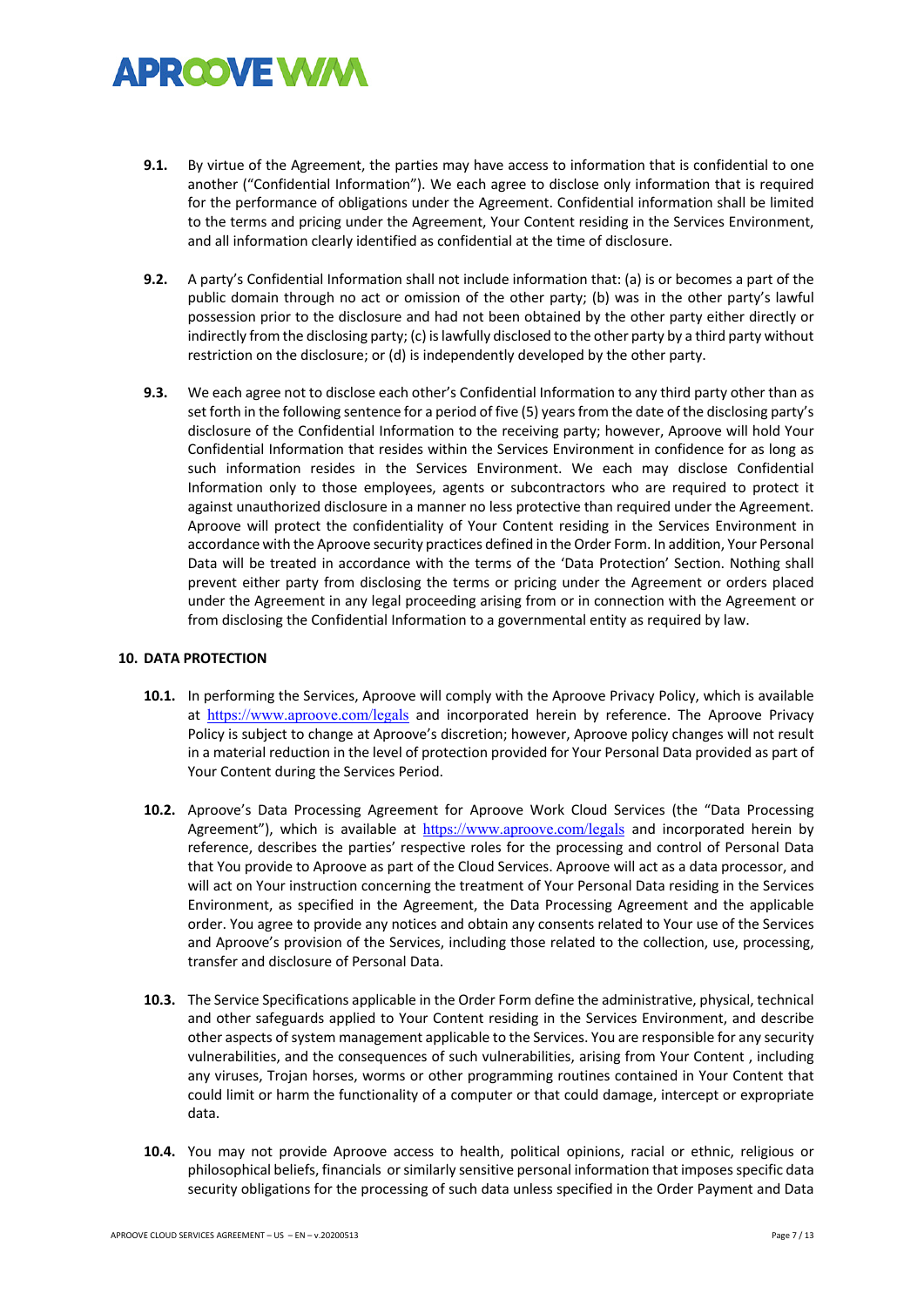**9.1.** By virtue of the Agreement, the parties may have access to information that is confidential to one another ("Confidential Information"). We each agree to disclose only information that is required for the performance of obligations under the Agreement. Confidential information shall be limited to the terms and pricing under the Agreement, Your Content residing in the Services Environment, and all information clearly identified as confidential at the time of disclosure.

**9.2.** A party's Confidential Information shall not include information that: (a) is or becomes a part of the public domain through no act or omission of the other party; (b) was in the other party's lawful possession prior to the disclosure and had not been obtained by the other party either directly or indirectly from the disclosing party; (c) is lawfully disclosed to the other party by a third party without restriction on the disclosure; or (d) is independently developed by the other party.

**9.3.** We each agree not to disclose each other's Confidential Information to any third party other than as set forth in the following sentence for a period of five (5) years from the date of the disclosing party's disclosure of the Confidential Information to the receiving party; however, Aproove will hold Your Confidential Information that resides within the Services Environment in confidence for as long as such information resides in the Services Environment. We each may disclose Confidential Information only to those employees, agents or subcontractors who are required to protect it against unauthorized disclosure in a manner no less protective than required under the Agreement. Aproove will protect the confidentiality of Your Content residing in the Services Environment in accordance with the Aproove security practices defined in the Order Form. In addition, Your Personal Data will be treated in accordance with the terms of the 'Data Protection' Section. Nothing shall prevent either party from disclosing the terms or pricing under the Agreement or orders placed under the Agreement in any legal proceeding arising from or in connection with the Agreement or from disclosing the Confidential Information to a governmental entity as required by law.

## 10. DATA PROTECTION

**10.1.** In performing the Services, Aproove will comply with the Aproove Privacy Policy, which is available at https://www.aproove.com/legals and incorporated herein by reference. The Aproove Privacy Policy is subject to change at Aproove's discretion; however, Aproove policy changes will not result in a material reduction in the level of protection provided for Your Personal Data provided as part of Your Content during the Services Period.

**10.2.** Aproove's Data Processing Agreement for Aproove Work Cloud Services (the "Data Processing Agreement"), which is available at https://www.aproove.com/legals and incorporated herein by reference, describes the parties' respective roles for the processing and control of Personal Data that You provide to Aproove as part of the Cloud Services. Aproove will act as a data processor, and will act on Your instruction concerning the treatment of Your Personal Data residing in the Services Environment, as specified in the Agreement, the Data Processing Agreement and the applicable order. You agree to provide any notices and obtain any consents related to Your use of the Services and Aproove's provision of the Services, including those related to the collection, use, processing, transfer and disclosure of Personal Data.

**10.3.** The Service Specifications applicable in the Order Form define the administrative, physical, technical and other safeguards applied to Your Content residing in the Services Environment, and describe other aspects of system management applicable to the Services. You are responsible for any security vulnerabilities, and the consequences of such vulnerabilities, arising from Your Content , including any viruses, Trojan horses, worms or other programming routines contained in Your Content that could limit or harm the functionality of a computer or that could damage, intercept or expropriate data.

**10.4.** You may not provide Aproove access to health, political opinions, racial or ethnic, religious or philosophical beliefs, financials or similarly sensitive personal information that imposes specific data security obligations for the processing of such data unless specified in the Order Payment and Data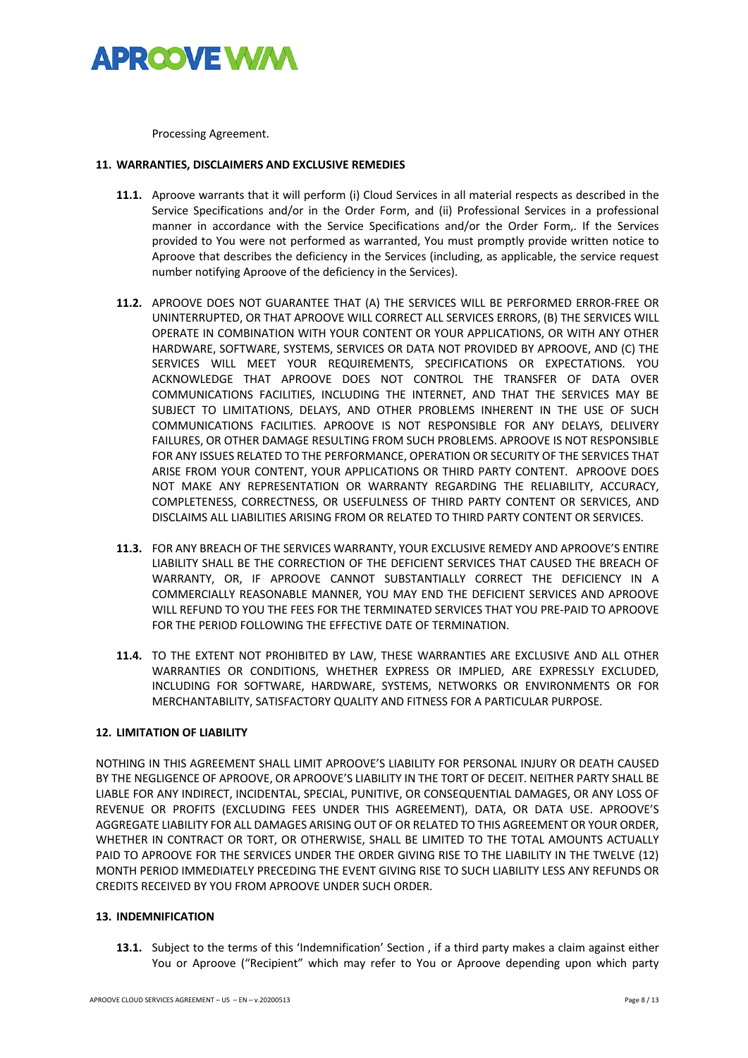Processing Agreement.

## 11. WARRANTIES, DISCLAIMERS AND EXCLUSIVE REMEDIES

**11.1.** Aproove warrants that it will perform (i) Cloud Services in all material respects as described in the Service Specifications and/or in the Order Form, and (ii) Professional Services in a professional manner in accordance with the Service Specifications and/or the Order Form,. If the Services provided to You were not performed as warranted, You must promptly provide written notice to Aproove that describes the deficiency in the Services (including, as applicable, the service request number notifying Aproove of the deficiency in the Services).

**11.2.** APROOVE DOES NOT GUARANTEE THAT (A) THE SERVICES WILL BE PERFORMED ERROR-FREE OR UNINTERRUPTED, OR THAT APROOVE WILL CORRECT ALL SERVICES ERRORS, (B) THE SERVICES WILL OPERATE IN COMBINATION WITH YOUR CONTENT OR YOUR APPLICATIONS, OR WITH ANY OTHER HARDWARE, SOFTWARE, SYSTEMS, SERVICES OR DATA NOT PROVIDED BY APROOVE, AND (C) THE SERVICES WILL MEET YOUR REQUIREMENTS, SPECIFICATIONS OR EXPECTATIONS. YOU ACKNOWLEDGE THAT APROOVE DOES NOT CONTROL THE TRANSFER OF DATA OVER COMMUNICATIONS FACILITIES, INCLUDING THE INTERNET, AND THAT THE SERVICES MAY BE SUBJECT TO LIMITATIONS, DELAYS, AND OTHER PROBLEMS INHERENT IN THE USE OF SUCH COMMUNICATIONS FACILITIES. APROOVE IS NOT RESPONSIBLE FOR ANY DELAYS, DELIVERY FAILURES, OR OTHER DAMAGE RESULTING FROM SUCH PROBLEMS. APROOVE IS NOT RESPONSIBLE FOR ANY ISSUES RELATED TO THE PERFORMANCE, OPERATION OR SECURITY OF THE SERVICES THAT ARISE FROM YOUR CONTENT, YOUR APPLICATIONS OR THIRD PARTY CONTENT. APROOVE DOES NOT MAKE ANY REPRESENTATION OR WARRANTY REGARDING THE RELIABILITY, ACCURACY, COMPLETENESS, CORRECTNESS, OR USEFULNESS OF THIRD PARTY CONTENT OR SERVICES, AND DISCLAIMS ALL LIABILITIES ARISING FROM OR RELATED TO THIRD PARTY CONTENT OR SERVICES.

**11.3.** FOR ANY BREACH OF THE SERVICES WARRANTY, YOUR EXCLUSIVE REMEDY AND APROOVE'S ENTIRE LIABILITY SHALL BE THE CORRECTION OF THE DEFICIENT SERVICES THAT CAUSED THE BREACH OF WARRANTY, OR, IF APROOVE CANNOT SUBSTANTIALLY CORRECT THE DEFICIENCY IN A COMMERCIALLY REASONABLE MANNER, YOU MAY END THE DEFICIENT SERVICES AND APROOVE WILL REFUND TO YOU THE FEES FOR THE TERMINATED SERVICES THAT YOU PRE-PAID TO APROOVE FOR THE PERIOD FOLLOWING THE EFFECTIVE DATE OF TERMINATION.

**11.4.** TO THE EXTENT NOT PROHIBITED BY LAW, THESE WARRANTIES ARE EXCLUSIVE AND ALL OTHER WARRANTIES OR CONDITIONS, WHETHER EXPRESS OR IMPLIED, ARE EXPRESSLY EXCLUDED, INCLUDING FOR SOFTWARE, HARDWARE, SYSTEMS, NETWORKS OR ENVIRONMENTS OR FOR MERCHANTABILITY, SATISFACTORY QUALITY AND FITNESS FOR A PARTICULAR PURPOSE.

## 12. LIMITATION OF LIABILITY

NOTHING IN THIS AGREEMENT SHALL LIMIT APROOVE'S LIABILITY FOR PERSONAL INJURY OR DEATH CAUSED BY THE NEGLIGENCE OF APROOVE, OR APROOVE'S LIABILITY IN THE TORT OF DECEIT. NEITHER PARTY SHALL BE LIABLE FOR ANY INDIRECT, INCIDENTAL, SPECIAL, PUNITIVE, OR CONSEQUENTIAL DAMAGES, OR ANY LOSS OF REVENUE OR PROFITS (EXCLUDING FEES UNDER THIS AGREEMENT), DATA, OR DATA USE. APROOVE'S AGGREGATE LIABILITY FOR ALL DAMAGES ARISING OUT OF OR RELATED TO THIS AGREEMENT OR YOUR ORDER, WHETHER IN CONTRACT OR TORT, OR OTHERWISE, SHALL BE LIMITED TO THE TOTAL AMOUNTS ACTUALLY PAID TO APROOVE FOR THE SERVICES UNDER THE ORDER GIVING RISE TO THE LIABILITY IN THE TWELVE (12) MONTH PERIOD IMMEDIATELY PRECEDING THE EVENT GIVING RISE TO SUCH LIABILITY LESS ANY REFUNDS OR CREDITS RECEIVED BY YOU FROM APROOVE UNDER SUCH ORDER.

## 13. INDEMNIFICATION

**13.1.** Subject to the terms of this 'Indemnification' Section , if a third party makes a claim against either You or Aproove ("Recipient" which may refer to You or Aproove depending upon which party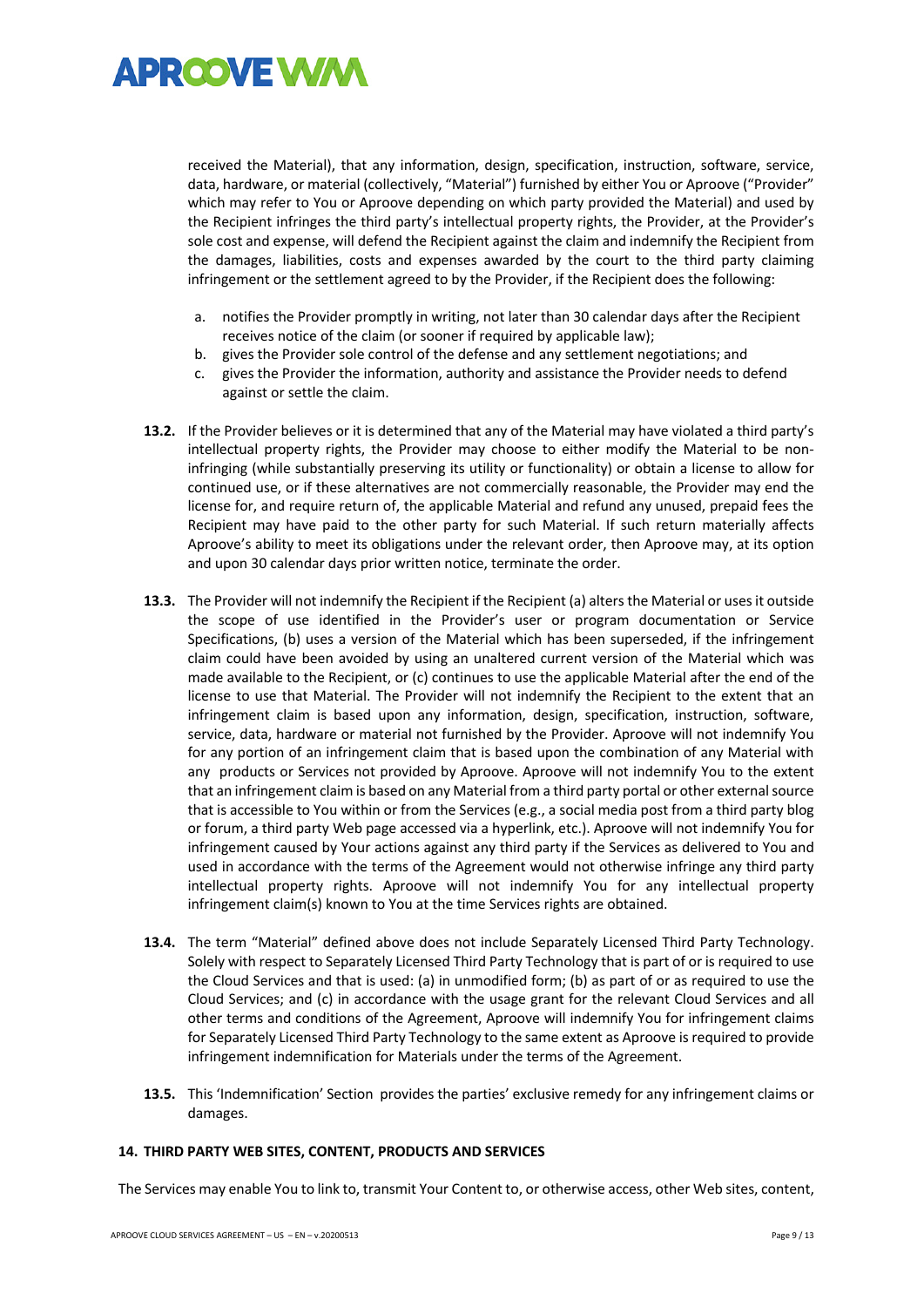received the Material), that any information, design, specification, instruction, software, service, data, hardware, or material (collectively, "Material") furnished by either You or Aproove ("Provider" which may refer to You or Aproove depending on which party provided the Material) and used by the Recipient infringes the third party's intellectual property rights, the Provider, at the Provider's sole cost and expense, will defend the Recipient against the claim and indemnify the Recipient from the damages, liabilities, costs and expenses awarded by the court to the third party claiming infringement or the settlement agreed to by the Provider, if the Recipient does the following:

a. notifies the Provider promptly in writing, not later than 30 calendar days after the Recipient receives notice of the claim (or sooner if required by applicable law);
b. gives the Provider sole control of the defense and any settlement negotiations; and
c. gives the Provider the information, authority and assistance the Provider needs to defend against or settle the claim.

**13.2.** If the Provider believes or it is determined that any of the Material may have violated a third party's intellectual property rights, the Provider may choose to either modify the Material to be non-infringing (while substantially preserving its utility or functionality) or obtain a license to allow for continued use, or if these alternatives are not commercially reasonable, the Provider may end the license for, and require return of, the applicable Material and refund any unused, prepaid fees the Recipient may have paid to the other party for such Material. If such return materially affects Aproove's ability to meet its obligations under the relevant order, then Aproove may, at its option and upon 30 calendar days prior written notice, terminate the order.

**13.3.** The Provider will not indemnify the Recipient if the Recipient (a) alters the Material or uses it outside the scope of use identified in the Provider's user or program documentation or Service Specifications, (b) uses a version of the Material which has been superseded, if the infringement claim could have been avoided by using an unaltered current version of the Material which was made available to the Recipient, or (c) continues to use the applicable Material after the end of the license to use that Material. The Provider will not indemnify the Recipient to the extent that an infringement claim is based upon any information, design, specification, instruction, software, service, data, hardware or material not furnished by the Provider. Aproove will not indemnify You for any portion of an infringement claim that is based upon the combination of any Material with any products or Services not provided by Aproove. Aproove will not indemnify You to the extent that an infringement claim is based on any Material from a third party portal or other external source that is accessible to You within or from the Services (e.g., a social media post from a third party blog or forum, a third party Web page accessed via a hyperlink, etc.). Aproove will not indemnify You for infringement caused by Your actions against any third party if the Services as delivered to You and used in accordance with the terms of the Agreement would not otherwise infringe any third party intellectual property rights. Aproove will not indemnify You for any intellectual property infringement claim(s) known to You at the time Services rights are obtained.

**13.4.** The term "Material" defined above does not include Separately Licensed Third Party Technology. Solely with respect to Separately Licensed Third Party Technology that is part of or is required to use the Cloud Services and that is used: (a) in unmodified form; (b) as part of or as required to use the Cloud Services; and (c) in accordance with the usage grant for the relevant Cloud Services and all other terms and conditions of the Agreement, Aproove will indemnify You for infringement claims for Separately Licensed Third Party Technology to the same extent as Aproove is required to provide infringement indemnification for Materials under the terms of the Agreement.

**13.5.** This 'Indemnification' Section provides the parties' exclusive remedy for any infringement claims or damages.

## 14. THIRD PARTY WEB SITES, CONTENT, PRODUCTS AND SERVICES

The Services may enable You to link to, transmit Your Content to, or otherwise access, other Web sites, content,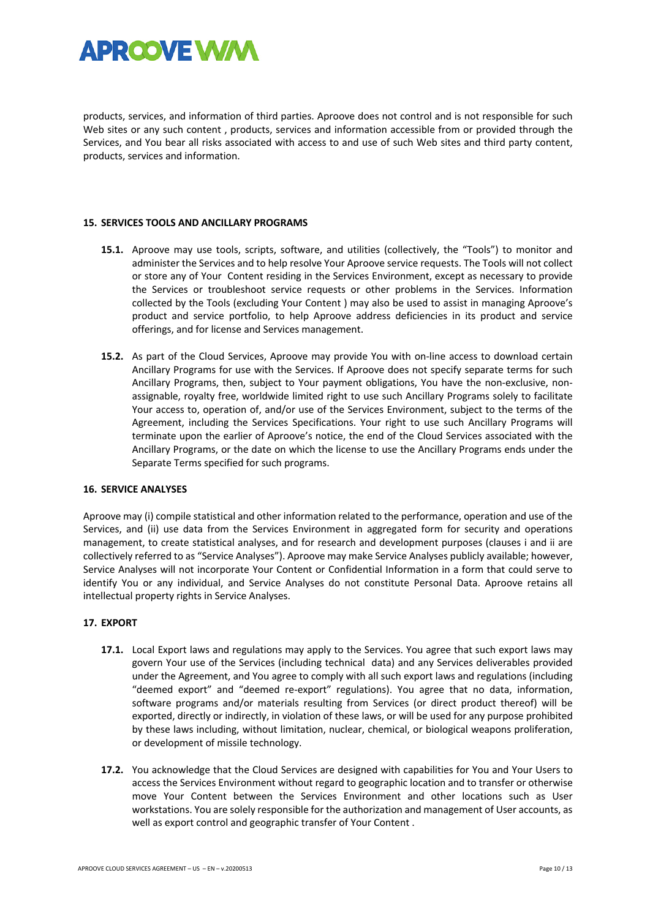products, services, and information of third parties. Aproove does not control and is not responsible for such Web sites or any such content , products, services and information accessible from or provided through the Services, and You bear all risks associated with access to and use of such Web sites and third party content, products, services and information.

## 15. SERVICES TOOLS AND ANCILLARY PROGRAMS

**15.1.** Aproove may use tools, scripts, software, and utilities (collectively, the "Tools") to monitor and administer the Services and to help resolve Your Aproove service requests. The Tools will not collect or store any of Your Content residing in the Services Environment, except as necessary to provide the Services or troubleshoot service requests or other problems in the Services. Information collected by the Tools (excluding Your Content ) may also be used to assist in managing Aproove's product and service portfolio, to help Aproove address deficiencies in its product and service offerings, and for license and Services management.

**15.2.** As part of the Cloud Services, Aproove may provide You with on-line access to download certain Ancillary Programs for use with the Services. If Aproove does not specify separate terms for such Ancillary Programs, then, subject to Your payment obligations, You have the non-exclusive, non-assignable, royalty free, worldwide limited right to use such Ancillary Programs solely to facilitate Your access to, operation of, and/or use of the Services Environment, subject to the terms of the Agreement, including the Services Specifications. Your right to use such Ancillary Programs will terminate upon the earlier of Aproove's notice, the end of the Cloud Services associated with the Ancillary Programs, or the date on which the license to use the Ancillary Programs ends under the Separate Terms specified for such programs.

## 16. SERVICE ANALYSES

Aproove may (i) compile statistical and other information related to the performance, operation and use of the Services, and (ii) use data from the Services Environment in aggregated form for security and operations management, to create statistical analyses, and for research and development purposes (clauses i and ii are collectively referred to as "Service Analyses"). Aproove may make Service Analyses publicly available; however, Service Analyses will not incorporate Your Content or Confidential Information in a form that could serve to identify You or any individual, and Service Analyses do not constitute Personal Data. Aproove retains all intellectual property rights in Service Analyses.

## 17. EXPORT

**17.1.** Local Export laws and regulations may apply to the Services. You agree that such export laws may govern Your use of the Services (including technical data) and any Services deliverables provided under the Agreement, and You agree to comply with all such export laws and regulations (including "deemed export" and "deemed re-export" regulations). You agree that no data, information, software programs and/or materials resulting from Services (or direct product thereof) will be exported, directly or indirectly, in violation of these laws, or will be used for any purpose prohibited by these laws including, without limitation, nuclear, chemical, or biological weapons proliferation, or development of missile technology.

**17.2.** You acknowledge that the Cloud Services are designed with capabilities for You and Your Users to access the Services Environment without regard to geographic location and to transfer or otherwise move Your Content between the Services Environment and other locations such as User workstations. You are solely responsible for the authorization and management of User accounts, as well as export control and geographic transfer of Your Content .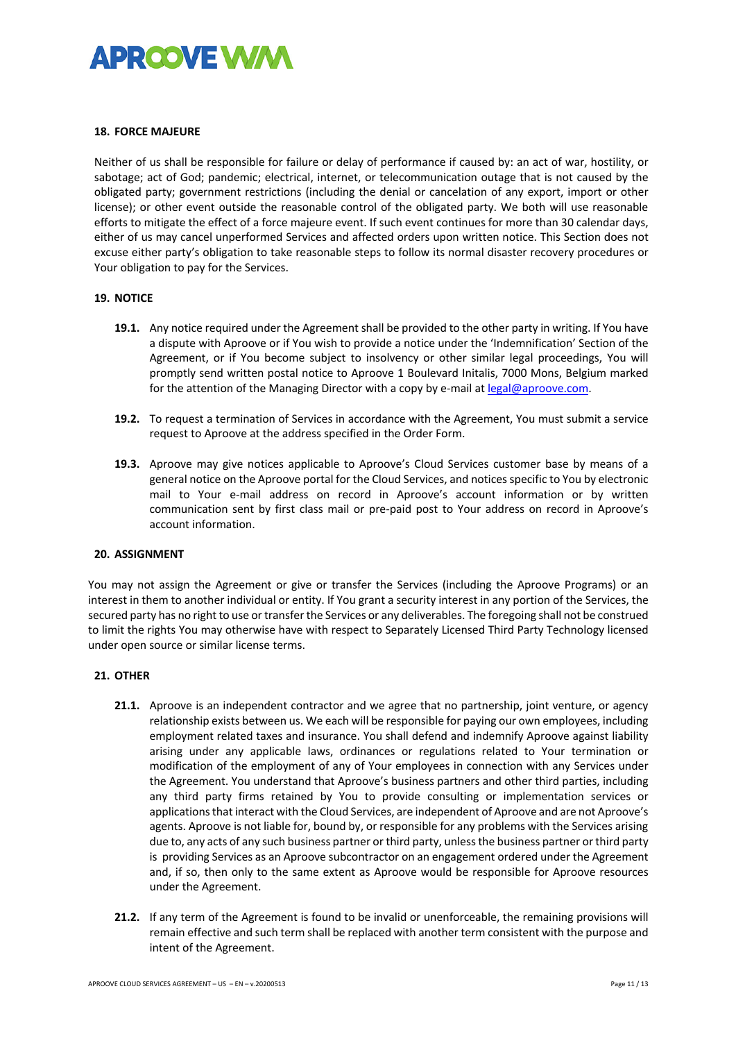## 18. FORCE MAJEURE

Neither of us shall be responsible for failure or delay of performance if caused by: an act of war, hostility, or sabotage; act of God; pandemic; electrical, internet, or telecommunication outage that is not caused by the obligated party; government restrictions (including the denial or cancelation of any export, import or other license); or other event outside the reasonable control of the obligated party. We both will use reasonable efforts to mitigate the effect of a force majeure event. If such event continues for more than 30 calendar days, either of us may cancel unperformed Services and affected orders upon written notice. This Section does not excuse either party's obligation to take reasonable steps to follow its normal disaster recovery procedures or Your obligation to pay for the Services.

## 19. NOTICE

**19.1.** Any notice required under the Agreement shall be provided to the other party in writing. If You have a dispute with Aproove or if You wish to provide a notice under the 'Indemnification' Section of the Agreement, or if You become subject to insolvency or other similar legal proceedings, You will promptly send written postal notice to Aproove 1 Boulevard Initalis, 7000 Mons, Belgium marked for the attention of the Managing Director with a copy by e-mail at legal@aproove.com.

**19.2.** To request a termination of Services in accordance with the Agreement, You must submit a service request to Aproove at the address specified in the Order Form.

**19.3.** Aproove may give notices applicable to Aproove's Cloud Services customer base by means of a general notice on the Aproove portal for the Cloud Services, and notices specific to You by electronic mail to Your e-mail address on record in Aproove's account information or by written communication sent by first class mail or pre-paid post to Your address on record in Aproove's account information.

## 20. ASSIGNMENT

You may not assign the Agreement or give or transfer the Services (including the Aproove Programs) or an interest in them to another individual or entity. If You grant a security interest in any portion of the Services, the secured party has no right to use or transfer the Services or any deliverables. The foregoing shall not be construed to limit the rights You may otherwise have with respect to Separately Licensed Third Party Technology licensed under open source or similar license terms.

## 21. OTHER

**21.1.** Aproove is an independent contractor and we agree that no partnership, joint venture, or agency relationship exists between us. We each will be responsible for paying our own employees, including employment related taxes and insurance. You shall defend and indemnify Aproove against liability arising under any applicable laws, ordinances or regulations related to Your termination or modification of the employment of any of Your employees in connection with any Services under the Agreement. You understand that Aproove's business partners and other third parties, including any third party firms retained by You to provide consulting or implementation services or applications that interact with the Cloud Services, are independent of Aproove and are not Aproove's agents. Aproove is not liable for, bound by, or responsible for any problems with the Services arising due to, any acts of any such business partner or third party, unless the business partner or third party is providing Services as an Aproove subcontractor on an engagement ordered under the Agreement and, if so, then only to the same extent as Aproove would be responsible for Aproove resources under the Agreement.

**21.2.** If any term of the Agreement is found to be invalid or unenforceable, the remaining provisions will remain effective and such term shall be replaced with another term consistent with the purpose and intent of the Agreement.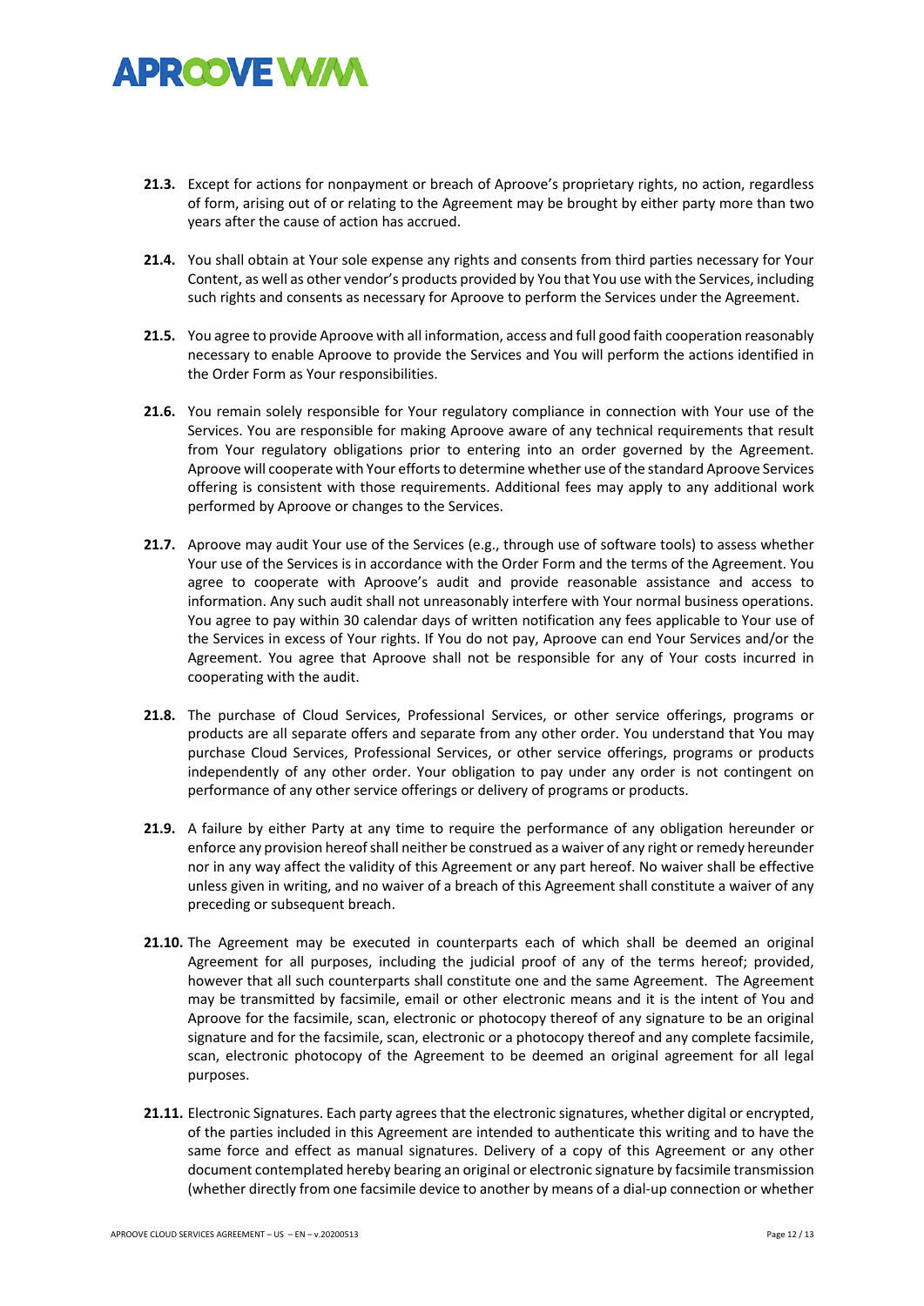**21.3.** Except for actions for nonpayment or breach of Aproove's proprietary rights, no action, regardless of form, arising out of or relating to the Agreement may be brought by either party more than two years after the cause of action has accrued.

**21.4.** You shall obtain at Your sole expense any rights and consents from third parties necessary for Your Content, as well as other vendor's products provided by You that You use with the Services, including such rights and consents as necessary for Aproove to perform the Services under the Agreement.

**21.5.** You agree to provide Aproove with all information, access and full good faith cooperation reasonably necessary to enable Aproove to provide the Services and You will perform the actions identified in the Order Form as Your responsibilities.

**21.6.** You remain solely responsible for Your regulatory compliance in connection with Your use of the Services. You are responsible for making Aproove aware of any technical requirements that result from Your regulatory obligations prior to entering into an order governed by the Agreement. Aproove will cooperate with Your efforts to determine whether use of the standard Aproove Services offering is consistent with those requirements. Additional fees may apply to any additional work performed by Aproove or changes to the Services.

**21.7.** Aproove may audit Your use of the Services (e.g., through use of software tools) to assess whether Your use of the Services is in accordance with the Order Form and the terms of the Agreement. You agree to cooperate with Aproove's audit and provide reasonable assistance and access to information. Any such audit shall not unreasonably interfere with Your normal business operations. You agree to pay within 30 calendar days of written notification any fees applicable to Your use of the Services in excess of Your rights. If You do not pay, Aproove can end Your Services and/or the Agreement. You agree that Aproove shall not be responsible for any of Your costs incurred in cooperating with the audit.

**21.8.** The purchase of Cloud Services, Professional Services, or other service offerings, programs or products are all separate offers and separate from any other order. You understand that You may purchase Cloud Services, Professional Services, or other service offerings, programs or products independently of any other order. Your obligation to pay under any order is not contingent on performance of any other service offerings or delivery of programs or products.

**21.9.** A failure by either Party at any time to require the performance of any obligation hereunder or enforce any provision hereof shall neither be construed as a waiver of any right or remedy hereunder nor in any way affect the validity of this Agreement or any part hereof. No waiver shall be effective unless given in writing, and no waiver of a breach of this Agreement shall constitute a waiver of any preceding or subsequent breach.

**21.10.** The Agreement may be executed in counterparts each of which shall be deemed an original Agreement for all purposes, including the judicial proof of any of the terms hereof; provided, however that all such counterparts shall constitute one and the same Agreement. The Agreement may be transmitted by facsimile, email or other electronic means and it is the intent of You and Aproove for the facsimile, scan, electronic or photocopy thereof of any signature to be an original signature and for the facsimile, scan, electronic or a photocopy thereof and any complete facsimile, scan, electronic photocopy of the Agreement to be deemed an original agreement for all legal purposes.

**21.11.** Electronic Signatures. Each party agrees that the electronic signatures, whether digital or encrypted, of the parties included in this Agreement are intended to authenticate this writing and to have the same force and effect as manual signatures. Delivery of a copy of this Agreement or any other document contemplated hereby bearing an original or electronic signature by facsimile transmission (whether directly from one facsimile device to another by means of a dial-up connection or whether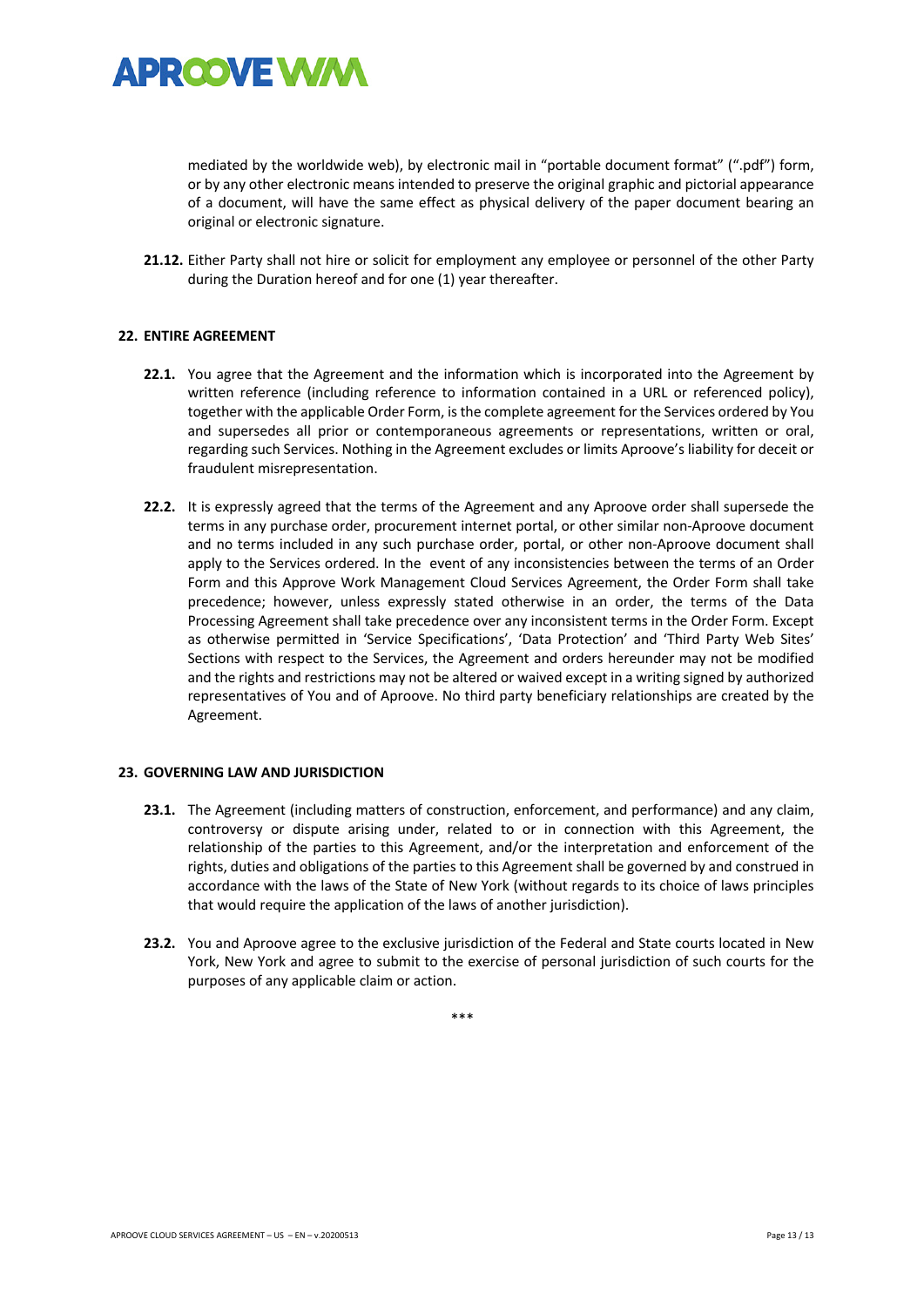mediated by the worldwide web), by electronic mail in "portable document format" (".pdf") form, or by any other electronic means intended to preserve the original graphic and pictorial appearance of a document, will have the same effect as physical delivery of the paper document bearing an original or electronic signature.

**21.12.** Either Party shall not hire or solicit for employment any employee or personnel of the other Party during the Duration hereof and for one (1) year thereafter.

## 22. ENTIRE AGREEMENT

**22.1.** You agree that the Agreement and the information which is incorporated into the Agreement by written reference (including reference to information contained in a URL or referenced policy), together with the applicable Order Form, is the complete agreement for the Services ordered by You and supersedes all prior or contemporaneous agreements or representations, written or oral, regarding such Services. Nothing in the Agreement excludes or limits Aproove's liability for deceit or fraudulent misrepresentation.

**22.2.** It is expressly agreed that the terms of the Agreement and any Aproove order shall supersede the terms in any purchase order, procurement internet portal, or other similar non-Aproove document and no terms included in any such purchase order, portal, or other non-Aproove document shall apply to the Services ordered. In the event of any inconsistencies between the terms of an Order Form and this Approve Work Management Cloud Services Agreement, the Order Form shall take precedence; however, unless expressly stated otherwise in an order, the terms of the Data Processing Agreement shall take precedence over any inconsistent terms in the Order Form. Except as otherwise permitted in 'Service Specifications', 'Data Protection' and 'Third Party Web Sites' Sections with respect to the Services, the Agreement and orders hereunder may not be modified and the rights and restrictions may not be altered or waived except in a writing signed by authorized representatives of You and of Aproove. No third party beneficiary relationships are created by the Agreement.

## 23. GOVERNING LAW AND JURISDICTION

**23.1.** The Agreement (including matters of construction, enforcement, and performance) and any claim, controversy or dispute arising under, related to or in connection with this Agreement, the relationship of the parties to this Agreement, and/or the interpretation and enforcement of the rights, duties and obligations of the parties to this Agreement shall be governed by and construed in accordance with the laws of the State of New York (without regards to its choice of laws principles that would require the application of the laws of another jurisdiction).

**23.2.** You and Aproove agree to the exclusive jurisdiction of the Federal and State courts located in New York, New York and agree to submit to the exercise of personal jurisdiction of such courts for the purposes of any applicable claim or action.

***